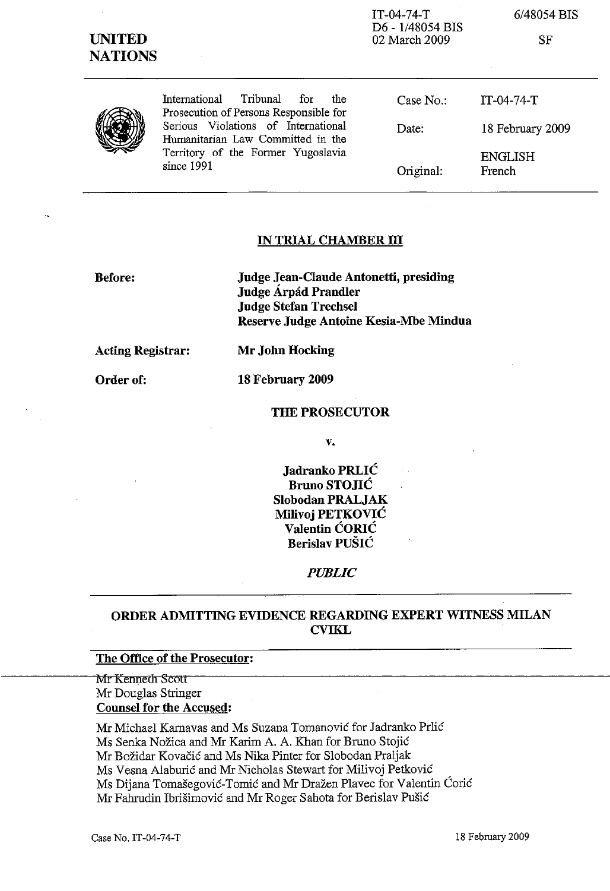IT-04-74-T
D6 - 1/48054 BIS
02 March 2009

6/48054 BIS

SF

**UNITED NATIONS**

| International Tribunal for the Prosecution of Persons Responsible for Serious Violations of International Humanitarian Law Committed in the Territory of the Former Yugoslavia since 1991 | Case No.: | IT-04-74-T |
|---|---|---|
| | Date: | 18 February 2009 |
| | Original: | ENGLISH French |

## IN TRIAL CHAMBER III

**Before:** **Judge Jean-Claude Antonetti, presiding**
**Judge Árpád Prandler**
**Judge Stefan Trechsel**
**Reserve Judge Antoine Kesia-Mbe Mindua**

**Acting Registrar:** **Mr John Hocking**

**Order of:** **18 February 2009**

**THE PROSECUTOR**

**v.**

**Jadranko PRLIĆ**
**Bruno STOJIĆ**
**Slobodan PRALJAK**
**Milivoj PETKOVIĆ**
**Valentin ĆORIĆ**
**Berislav PUŠIĆ**

*PUBLIC*

## ORDER ADMITTING EVIDENCE REGARDING EXPERT WITNESS MILAN CVIKL

**The Office of the Prosecutor:**

Mr Kenneth Scott
Mr Douglas Stringer

**Counsel for the Accused:**

Mr Michael Karnavas and Ms Suzana Tomanović for Jadranko Prlić
Ms Senka Nožica and Mr Karim A. A. Khan for Bruno Stojić
Mr Božidar Kovačić and Ms Nika Pinter for Slobodan Praljak
Ms Vesna Alaburić and Mr Nicholas Stewart for Milivoj Petković
Ms Dijana Tomašegović-Tomić and Mr Dražen Plavec for Valentin Ćorić
Mr Fahrudin Ibrišimović and Mr Roger Sahota for Berislav Pušić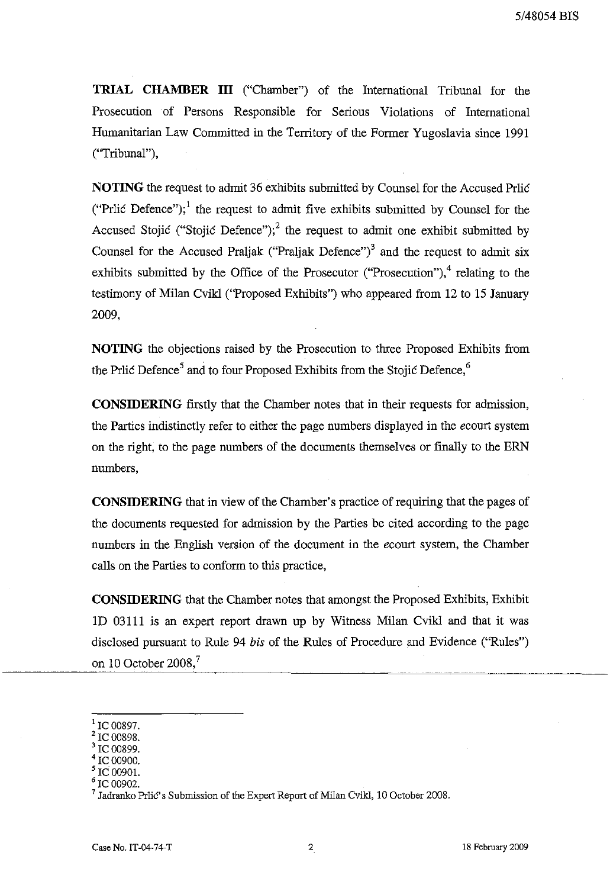**TRIAL CHAMBER III** ("Chamber") of the International Tribunal for the Prosecution of Persons Responsible for Serious Violations of International Humanitarian Law Committed in the Territory of the Former Yugoslavia since 1991 ("Tribunal"),

**NOTING** the request to admit 36 exhibits submitted by Counsel for the Accused Prlić ("Prlić Defence");[1] the request to admit five exhibits submitted by Counsel for the Accused Stojić ("Stojić Defence");[2] the request to admit one exhibit submitted by Counsel for the Accused Praljak ("Praljak Defence")[3] and the request to admit six exhibits submitted by the Office of the Prosecutor ("Prosecution"),[4] relating to the testimony of Milan Cvikl ("Proposed Exhibits") who appeared from 12 to 15 January 2009,

**NOTING** the objections raised by the Prosecution to three Proposed Exhibits from the Prlić Defence[5] and to four Proposed Exhibits from the Stojić Defence,[6]

**CONSIDERING** firstly that the Chamber notes that in their requests for admission, the Parties indistinctly refer to either the page numbers displayed in the ecourt system on the right, to the page numbers of the documents themselves or finally to the ERN numbers,

**CONSIDERING** that in view of the Chamber's practice of requiring that the pages of the documents requested for admission by the Parties be cited according to the page numbers in the English version of the document in the ecourt system, the Chamber calls on the Parties to conform to this practice,

**CONSIDERING** that the Chamber notes that amongst the Proposed Exhibits, Exhibit 1D 03111 is an expert report drawn up by Witness Milan Cvikl and that it was disclosed pursuant to Rule 94 *bis* of the Rules of Procedure and Evidence ("Rules") on 10 October 2008,[7]

---

[1] IC 00897.
[2] IC 00898.
[3] IC 00899.
[4] IC 00900.
[5] IC 00901.
[6] IC 00902.
[7] Jadranko Prlić's Submission of the Expert Report of Milan Cvikl, 10 October 2008.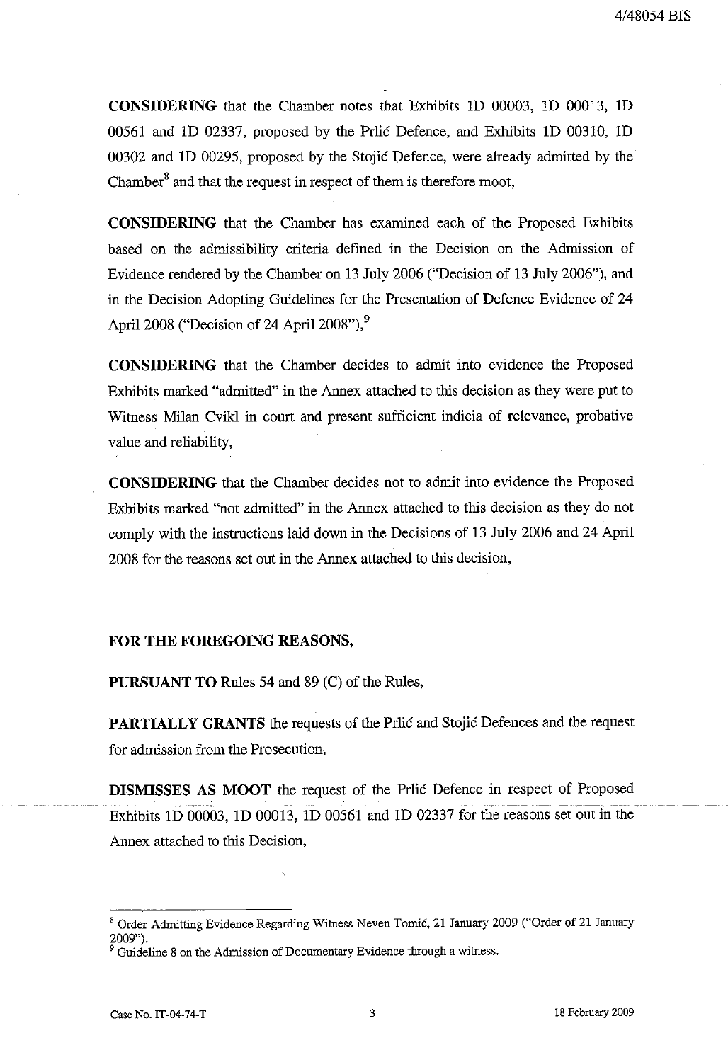**CONSIDERING** that the Chamber notes that Exhibits 1D 00003, 1D 00013, 1D 00561 and 1D 02337, proposed by the Prlić Defence, and Exhibits 1D 00310, 1D 00302 and 1D 00295, proposed by the Stojić Defence, were already admitted by the Chamber[8] and that the request in respect of them is therefore moot,

**CONSIDERING** that the Chamber has examined each of the Proposed Exhibits based on the admissibility criteria defined in the Decision on the Admission of Evidence rendered by the Chamber on 13 July 2006 ("Decision of 13 July 2006"), and in the Decision Adopting Guidelines for the Presentation of Defence Evidence of 24 April 2008 ("Decision of 24 April 2008"),[9]

**CONSIDERING** that the Chamber decides to admit into evidence the Proposed Exhibits marked "admitted" in the Annex attached to this decision as they were put to Witness Milan Cvikl in court and present sufficient indicia of relevance, probative value and reliability,

**CONSIDERING** that the Chamber decides not to admit into evidence the Proposed Exhibits marked "not admitted" in the Annex attached to this decision as they do not comply with the instructions laid down in the Decisions of 13 July 2006 and 24 April 2008 for the reasons set out in the Annex attached to this decision,

**FOR THE FOREGOING REASONS,**

**PURSUANT TO** Rules 54 and 89 (C) of the Rules,

**PARTIALLY GRANTS** the requests of the Prlić and Stojić Defences and the request for admission from the Prosecution,

**DISMISSES AS MOOT** the request of the Prlić Defence in respect of Proposed Exhibits 1D 00003, 1D 00013, 1D 00561 and 1D 02337 for the reasons set out in the Annex attached to this Decision,

---

[8] Order Admitting Evidence Regarding Witness Neven Tomić, 21 January 2009 ("Order of 21 January 2009").

[9] Guideline 8 on the Admission of Documentary Evidence through a witness.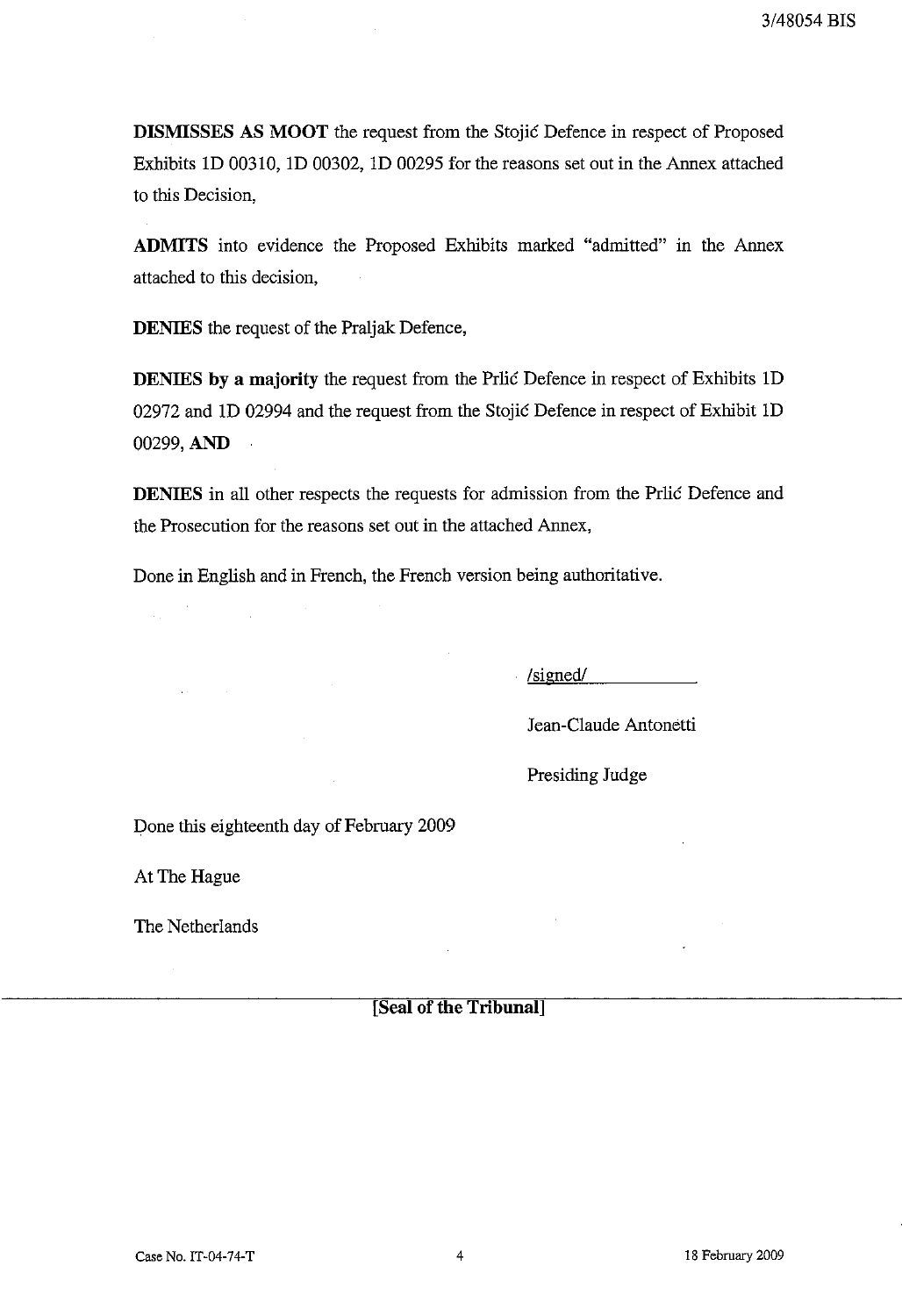**DISMISSES AS MOOT** the request from the Stojić Defence in respect of Proposed Exhibits 1D 00310, 1D 00302, 1D 00295 for the reasons set out in the Annex attached to this Decision,

**ADMITS** into evidence the Proposed Exhibits marked "admitted" in the Annex attached to this decision,

**DENIES** the request of the Praljak Defence,

**DENIES by a majority** the request from the Prlić Defence in respect of Exhibits 1D 02972 and 1D 02994 and the request from the Stojić Defence in respect of Exhibit 1D 00299, **AND**

**DENIES** in all other respects the requests for admission from the Prlić Defence and the Prosecution for the reasons set out in the attached Annex,

Done in English and in French, the French version being authoritative.

/signed/

Jean-Claude Antonetti

Presiding Judge

Done this eighteenth day of February 2009

At The Hague

The Netherlands

**[Seal of the Tribunal]**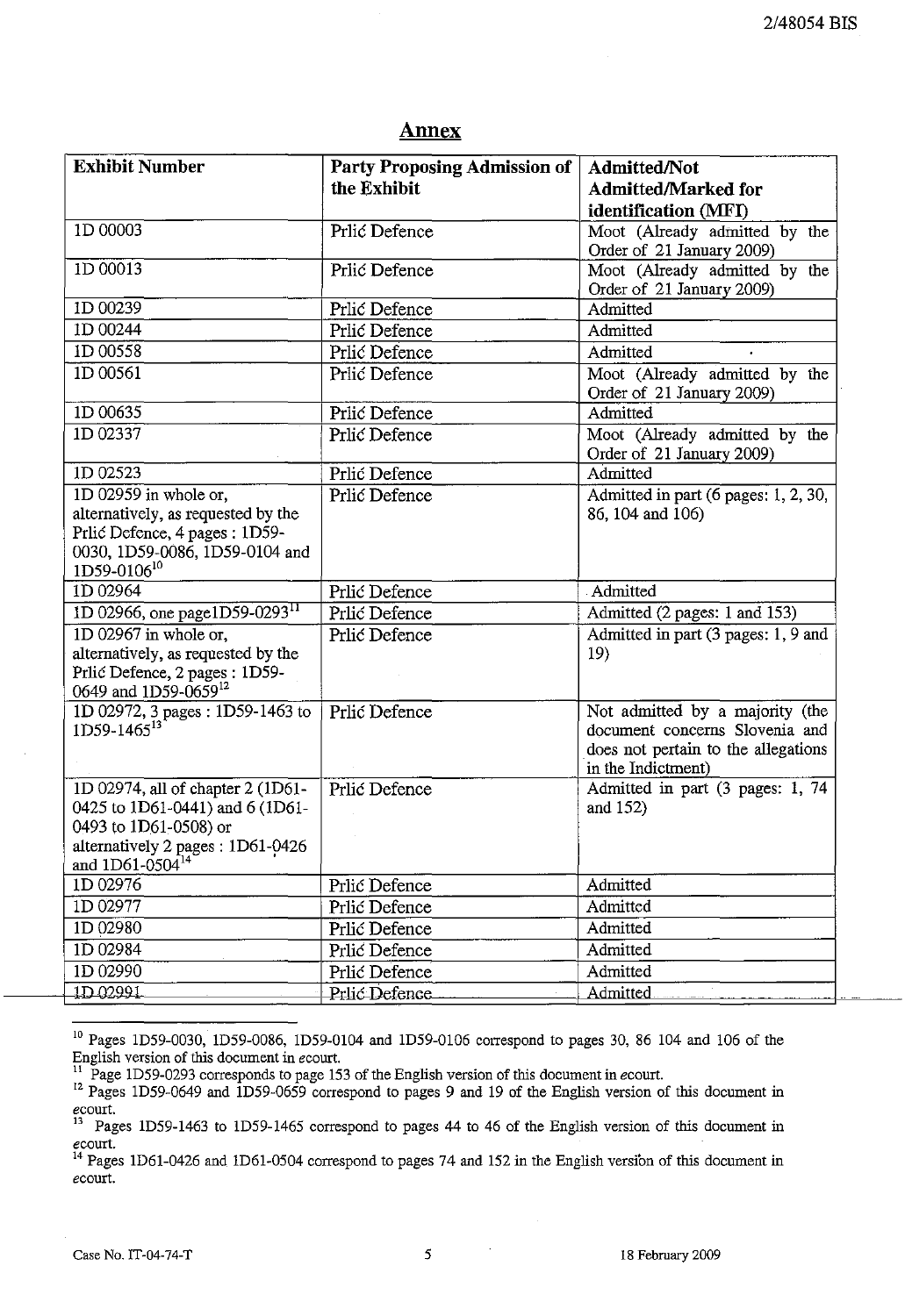## Annex

| Exhibit Number | Party Proposing Admission of the Exhibit | Admitted/Not Admitted/Marked for identification (MFI) |
|---|---|---|
| 1D 00003 | Prlić Defence | Moot (Already admitted by the Order of 21 January 2009) |
| 1D 00013 | Prlić Defence | Moot (Already admitted by the Order of 21 January 2009) |
| 1D 00239 | Prlić Defence | Admitted |
| 1D 00244 | Prlić Defence | Admitted |
| 1D 00558 | Prlić Defence | Admitted |
| 1D 00561 | Prlić Defence | Moot (Already admitted by the Order of 21 January 2009) |
| 1D 00635 | Prlić Defence | Admitted |
| 1D 02337 | Prlić Defence | Moot (Already admitted by the Order of 21 January 2009) |
| 1D 02523 | Prlić Defence | Admitted |
| 1D 02959 in whole or, alternatively, as requested by the Prlić Defence, 4 pages : 1D59-0030, 1D59-0086, 1D59-0104 and 1D59-0106[10] | Prlić Defence | Admitted in part (6 pages: 1, 2, 30, 86, 104 and 106) |
| 1D 02964 | Prlić Defence | Admitted |
| 1D 02966, one page1D59-0293[11] | Prlić Defence | Admitted (2 pages: 1 and 153) |
| 1D 02967 in whole or, alternatively, as requested by the Prlić Defence, 2 pages : 1D59-0649 and 1D59-0659[12] | Prlić Defence | Admitted in part (3 pages: 1, 9 and 19) |
| 1D 02972, 3 pages : 1D59-1463 to 1D59-1465[13] | Prlić Defence | Not admitted by a majority (the document concerns Slovenia and does not pertain to the allegations in the Indictment) |
| 1D 02974, all of chapter 2 (1D61-0425 to 1D61-0441) and 6 (1D61-0493 to 1D61-0508) or alternatively 2 pages : 1D61-0426 and 1D61-0504[14] | Prlić Defence | Admitted in part (3 pages: 1, 74 and 152) |
| 1D 02976 | Prlić Defence | Admitted |
| 1D 02977 | Prlić Defence | Admitted |
| 1D 02980 | Prlić Defence | Admitted |
| 1D 02984 | Prlić Defence | Admitted |
| 1D 02990 | Prlić Defence | Admitted |
| 1D 02991 | Prlić Defence | Admitted |

[10] Pages 1D59-0030, 1D59-0086, 1D59-0104 and 1D59-0106 correspond to pages 30, 86 104 and 106 of the English version of this document in *e*court.

[11] Page 1D59-0293 corresponds to page 153 of the English version of this document in *e*court.

[12] Pages 1D59-0649 and 1D59-0659 correspond to pages 9 and 19 of the English version of this document in *e*court.

[13] Pages 1D59-1463 to 1D59-1465 correspond to pages 44 to 46 of the English version of this document in *e*court.

[14] Pages 1D61-0426 and 1D61-0504 correspond to pages 74 and 152 in the English version of this document in *e*court.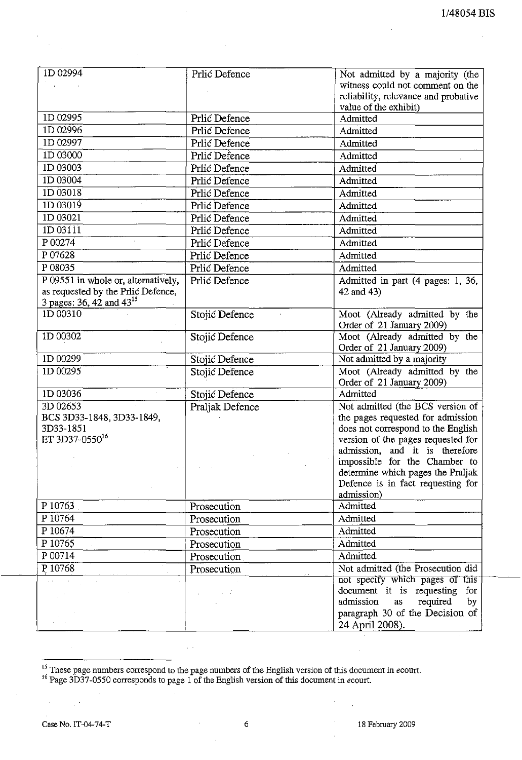| | | |
|---|---|---|
| 1D 02994 | Prlić Defence | Not admitted by a majority (the witness could not comment on the reliability, relevance and probative value of the exhibit) |
| 1D 02995 | Prlić Defence | Admitted |
| 1D 02996 | Prlić Defence | Admitted |
| 1D 02997 | Prlić Defence | Admitted |
| 1D 03000 | Prlić Defence | Admitted |
| 1D 03003 | Prlić Defence | Admitted |
| 1D 03004 | Prlić Defence | Admitted |
| 1D 03018 | Prlić Defence | Admitted |
| 1D 03019 | Prlić Defence | Admitted |
| 1D 03021 | Prlić Defence | Admitted |
| 1D 03111 | Prlić Defence | Admitted |
| P 00274 | Prlić Defence | Admitted |
| P 07628 | Prlić Defence | Admitted |
| P 08035 | Prlić Defence | Admitted |
| P 09551 in whole or, alternatively, as requested by the Prlić Defence, 3 pages: 36, 42 and 43[15] | Prlić Defence | Admitted in part (4 pages: 1, 36, 42 and 43) |
| 1D 00310 | Stojić Defence | Moot (Already admitted by the Order of 21 January 2009) |
| 1D 00302 | Stojić Defence | Moot (Already admitted by the Order of 21 January 2009) |
| 1D 00299 | Stojić Defence | Not admitted by a majority |
| 1D 00295 | Stojić Defence | Moot (Already admitted by the Order of 21 January 2009) |
| 1D 03036 | Stojić Defence | Admitted |
| 3D 02653 BCS 3D33-1848, 3D33-1849, 3D33-1851 ET 3D37-0550[16] | Praljak Defence | Not admitted (the BCS version of the pages requested for admission does not correspond to the English version of the pages requested for admission, and it is therefore impossible for the Chamber to determine which pages the Praljak Defence is in fact requesting for admission) |
| P 10763 | Prosecution | Admitted |
| P 10764 | Prosecution | Admitted |
| P 10674 | Prosecution | Admitted |
| P 10765 | Prosecution | Admitted |
| P 00714 | Prosecution | Admitted |
| P 10768 | Prosecution | Not admitted (the Prosecution did not specify which pages of this document it is requesting for admission as required by paragraph 30 of the Decision of 24 April 2008). |

[15] These page numbers correspond to the page numbers of the English version of this document in *e*court.

[16] Page 3D37-0550 corresponds to page 1 of the English version of this document in *e*court.